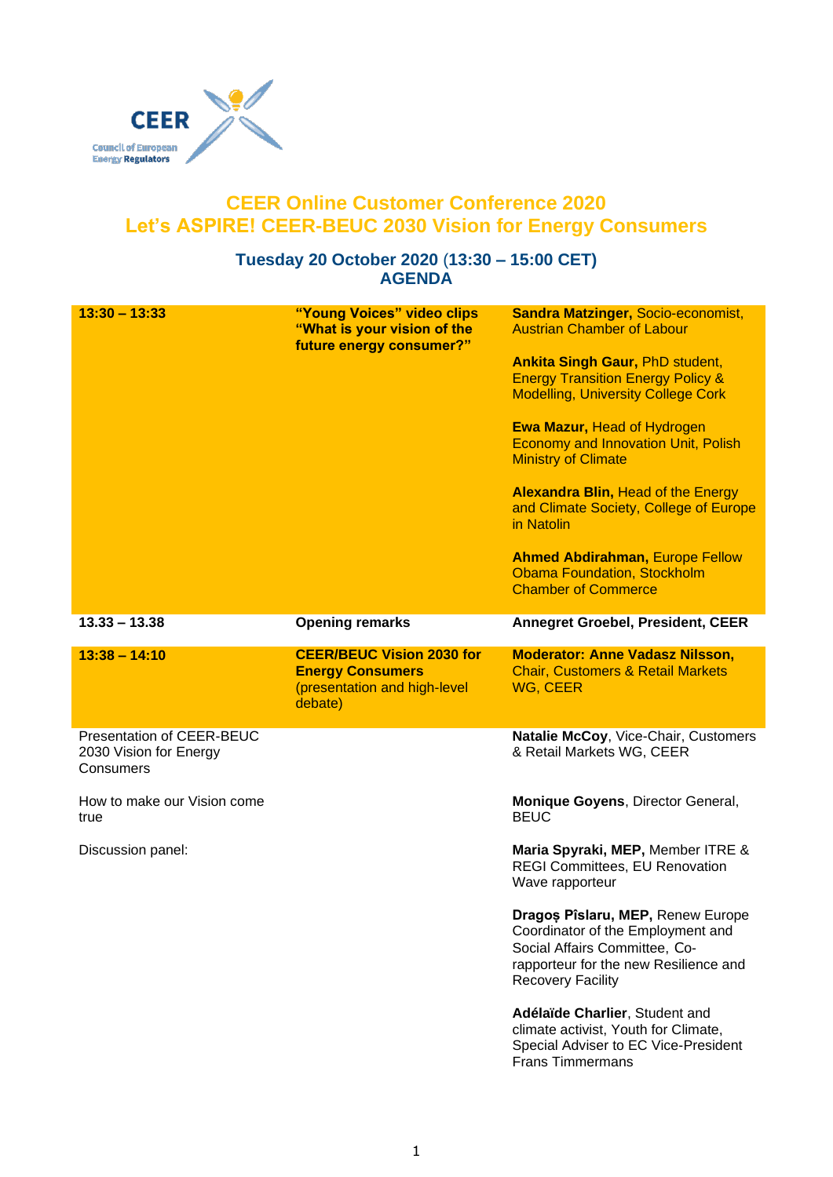CEER

Council of European Energy Regulators

# CEER Online Customer Conference 2020
# Let's ASPIRE! CEER-BEUC 2030 Vision for Energy Consumers

## Tuesday 20 October 2020 (13:30 – 15:00 CET)
## AGENDA

| | | |
|---|---|---|
| **13:30 – 13:33** | **"Young Voices" video clips "What is your vision of the future energy consumer?"** | **Sandra Matzinger,** Socio-economist, Austrian Chamber of Labour<br><br>**Ankita Singh Gaur,** PhD student, Energy Transition Energy Policy & Modelling, University College Cork<br><br>**Ewa Mazur,** Head of Hydrogen Economy and Innovation Unit, Polish Ministry of Climate<br><br>**Alexandra Blin,** Head of the Energy and Climate Society, College of Europe in Natolin<br><br>**Ahmed Abdirahman,** Europe Fellow Obama Foundation, Stockholm Chamber of Commerce |
| **13.33 – 13.38** | **Opening remarks** | **Annegret Groebel, President, CEER** |
| **13:38 – 14:10** | **CEER/BEUC Vision 2030 for Energy Consumers** (presentation and high-level debate) | **Moderator: Anne Vadasz Nilsson,** Chair, Customers & Retail Markets WG, CEER |
| Presentation of CEER-BEUC 2030 Vision for Energy Consumers | | **Natalie McCoy**, Vice-Chair, Customers & Retail Markets WG, CEER |
| How to make our Vision come true | | **Monique Goyens**, Director General, BEUC |
| Discussion panel: | | **Maria Spyraki, MEP,** Member ITRE & REGI Committees, EU Renovation Wave rapporteur<br><br>**Dragoș Pîslaru, MEP,** Renew Europe Coordinator of the Employment and Social Affairs Committee, Co-rapporteur for the new Resilience and Recovery Facility<br><br>**Adélaïde Charlier**, Student and climate activist, Youth for Climate, Special Adviser to EC Vice-President Frans Timmermans |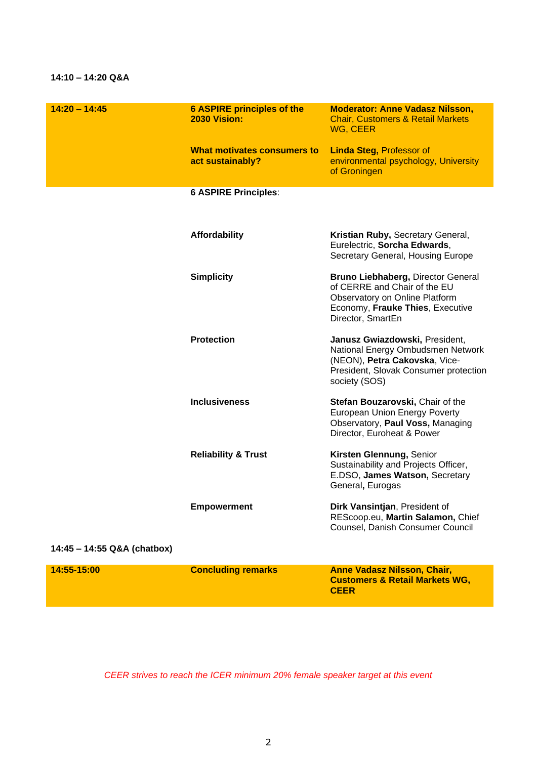**14:10 – 14:20 Q&A**

| | | |
|---|---|---|
| **14:20 – 14:45** | **6 ASPIRE principles of the 2030 Vision:** | **Moderator: Anne Vadasz Nilsson,** Chair, Customers & Retail Markets WG, CEER |
| | **What motivates consumers to act sustainably?** | **Linda Steg,** Professor of environmental psychology, University of Groningen |
| | **6 ASPIRE Principles**: | |
| | **Affordability** | **Kristian Ruby,** Secretary General, Eurelectric, **Sorcha Edwards**, Secretary General, Housing Europe |
| | **Simplicity** | **Bruno Liebhaberg,** Director General of CERRE and Chair of the EU Observatory on Online Platform Economy, **Frauke Thies**, Executive Director, SmartEn |
| | **Protection** | **Janusz Gwiazdowski,** President, National Energy Ombudsmen Network (NEON), **Petra Cakovska**, Vice-President, Slovak Consumer protection society (SOS) |
| | **Inclusiveness** | **Stefan Bouzarovski,** Chair of the European Union Energy Poverty Observatory, **Paul Voss,** Managing Director, Euroheat & Power |
| | **Reliability & Trust** | **Kirsten Glennung,** Senior Sustainability and Projects Officer, E.DSO, **James Watson,** Secretary General**,** Eurogas |
| | **Empowerment** | **Dirk Vansintjan**, President of REScoop.eu, **Martin Salamon,** Chief Counsel, Danish Consumer Council |

**14:45 – 14:55 Q&A (chatbox)**

| | | |
|---|---|---|
| **14:55-15:00** | **Concluding remarks** | **Anne Vadasz Nilsson, Chair, Customers & Retail Markets WG, CEER** |

*CEER strives to reach the ICER minimum 20% female speaker target at this event*